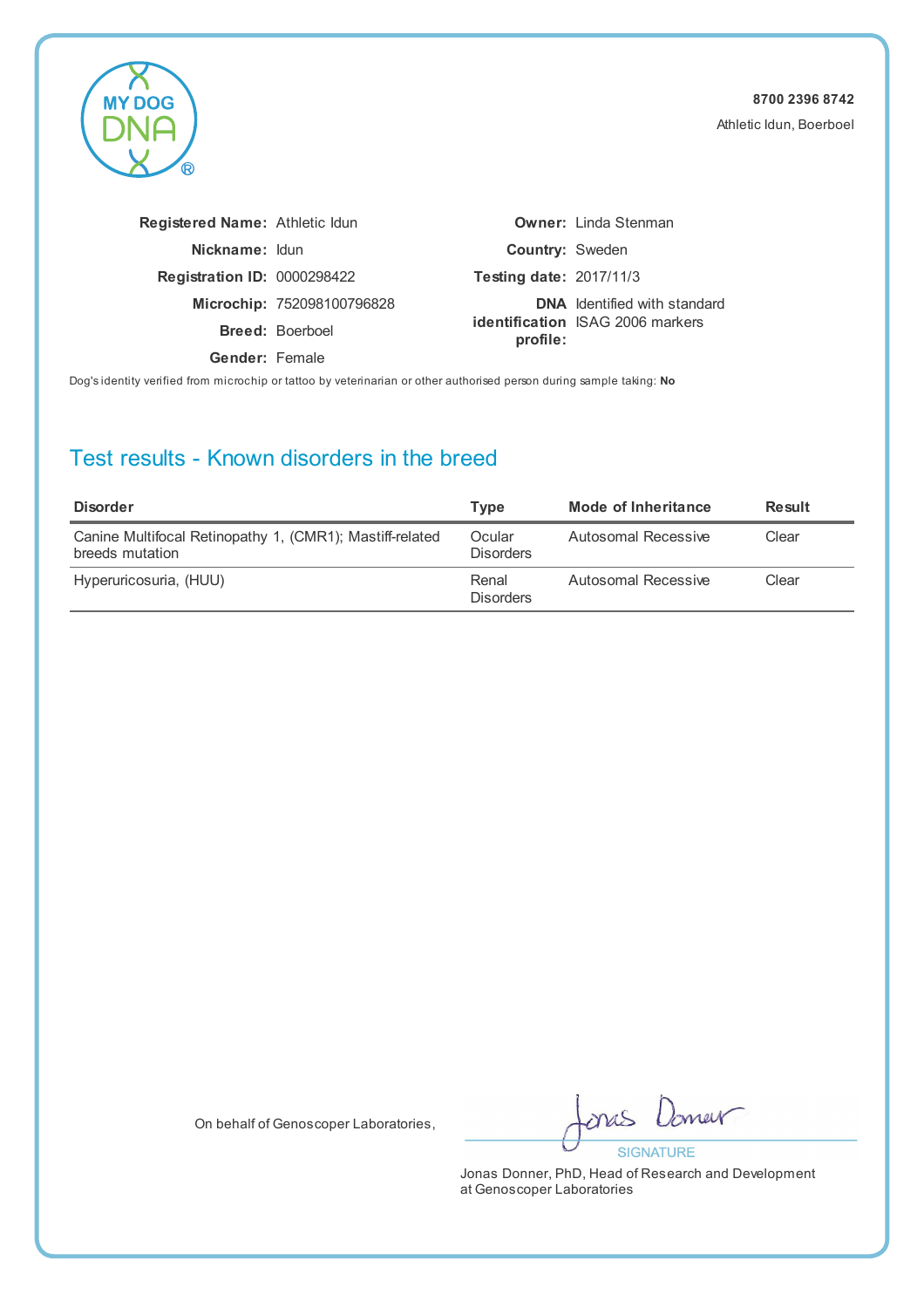MY DOG DNA®

**8700 2396 8742**

Athletic Idun, Boerboel

**Registered Name:** Athletic Idun

**Nickname:** Idun

**Registration ID:** 0000298422

**Microchip:** 752098100796828

**Breed:** Boerboel

**Gender:** Female

**Owner:** Linda Stenman

**Country:** Sweden

**Testing date:** 2017/11/3

**DNA identification profile:** Identified with standard ISAG 2006 markers

Dog's identity verified from microchip or tattoo by veterinarian or other authorised person during sample taking: **No**

## Test results - Known disorders in the breed

| Disorder | Type | Mode of Inheritance | Result |
|---|---|---|---|
| Canine Multifocal Retinopathy 1, (CMR1); Mastiff-related breeds mutation | Ocular Disorders | Autosomal Recessive | Clear |
| Hyperuricosuria, (HUU) | Renal Disorders | Autosomal Recessive | Clear |

On behalf of Genoscoper Laboratories,

SIGNATURE

Jonas Donner, PhD, Head of Research and Development at Genoscoper Laboratories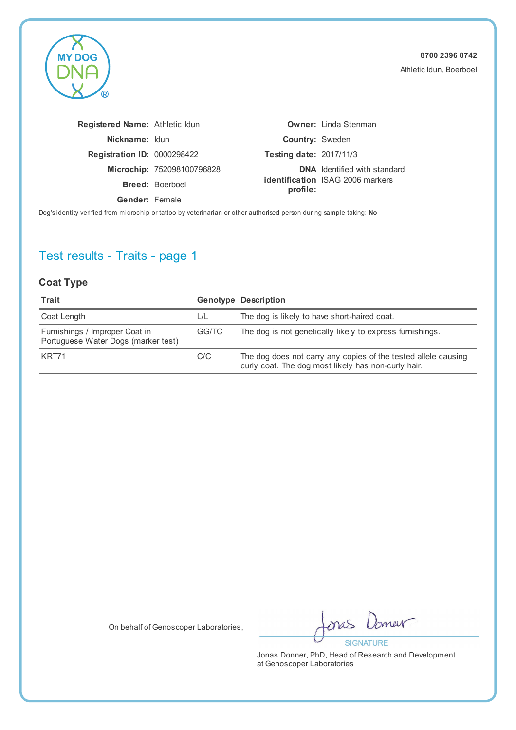8700 2396 8742

Athletic Idun, Boerboel

| | | | |
|---|---|---|---|
| **Registered Name:** | Athletic Idun | **Owner:** | Linda Stenman |
| **Nickname:** | Idun | **Country:** | Sweden |
| **Registration ID:** | 0000298422 | **Testing date:** | 2017/11/3 |
| **Microchip:** | 752098100796828 | **DNA identification profile:** | Identified with standard ISAG 2006 markers |
| **Breed:** | Boerboel | | |
| **Gender:** | Female | | |

Dog's identity verified from microchip or tattoo by veterinarian or other authorised person during sample taking: **No**

## Test results - Traits - page 1

### Coat Type

| Trait | Genotype | Description |
|---|---|---|
| Coat Length | L/L | The dog is likely to have short-haired coat. |
| Furnishings / Improper Coat in Portuguese Water Dogs (marker test) | GG/TC | The dog is not genetically likely to express furnishings. |
| KRT71 | C/C | The dog does not carry any copies of the tested allele causing curly coat. The dog most likely has non-curly hair. |

On behalf of Genoscoper Laboratories,

SIGNATURE

Jonas Donner, PhD, Head of Research and Development at Genoscoper Laboratories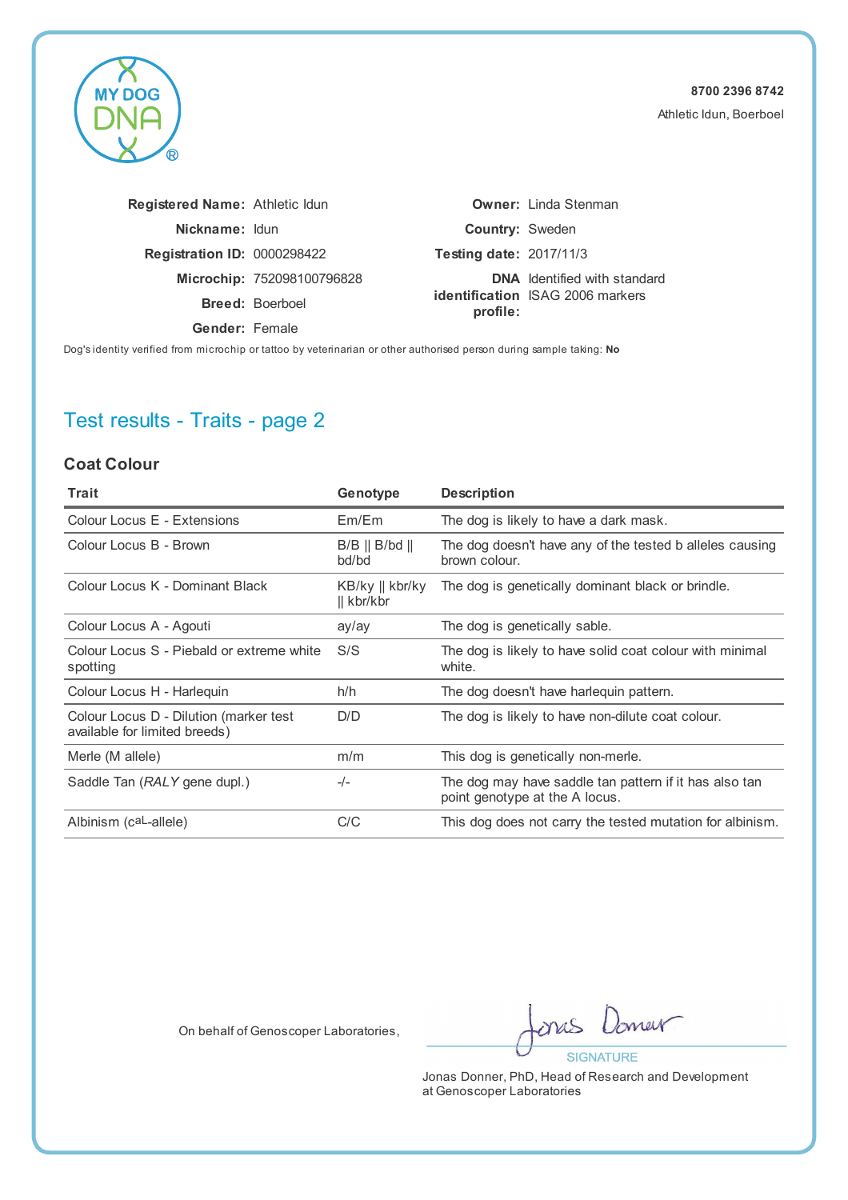**8700 2396 8742**

Athletic Idun, Boerboel

**Registered Name:** Athletic Idun
**Nickname:** Idun
**Registration ID:** 0000298422
**Microchip:** 752098100796828
**Breed:** Boerboel
**Gender:** Female

**Owner:** Linda Stenman
**Country:** Sweden
**Testing date:** 2017/11/3
**DNA identification profile:** Identified with standard ISAG 2006 markers

Dog's identity verified from microchip or tattoo by veterinarian or other authorised person during sample taking: **No**

## Test results - Traits - page 2

### Coat Colour

| Trait | Genotype | Description |
|---|---|---|
| Colour Locus E - Extensions | Em/Em | The dog is likely to have a dark mask. |
| Colour Locus B - Brown | B/B \|\| B/bd \|\| bd/bd | The dog doesn't have any of the tested b alleles causing brown colour. |
| Colour Locus K - Dominant Black | KB/ky \|\| kbr/ky \|\| kbr/kbr | The dog is genetically dominant black or brindle. |
| Colour Locus A - Agouti | ay/ay | The dog is genetically sable. |
| Colour Locus S - Piebald or extreme white spotting | S/S | The dog is likely to have solid coat colour with minimal white. |
| Colour Locus H - Harlequin | h/h | The dog doesn't have harlequin pattern. |
| Colour Locus D - Dilution (marker test available for limited breeds) | D/D | The dog is likely to have non-dilute coat colour. |
| Merle (M allele) | m/m | This dog is genetically non-merle. |
| Saddle Tan (*RALY* gene dupl.) | -/- | The dog may have saddle tan pattern if it has also tan point genotype at the A locus. |
| Albinism (caL-allele) | C/C | This dog does not carry the tested mutation for albinism. |

On behalf of Genoscoper Laboratories,

SIGNATURE

Jonas Donner, PhD, Head of Research and Development at Genoscoper Laboratories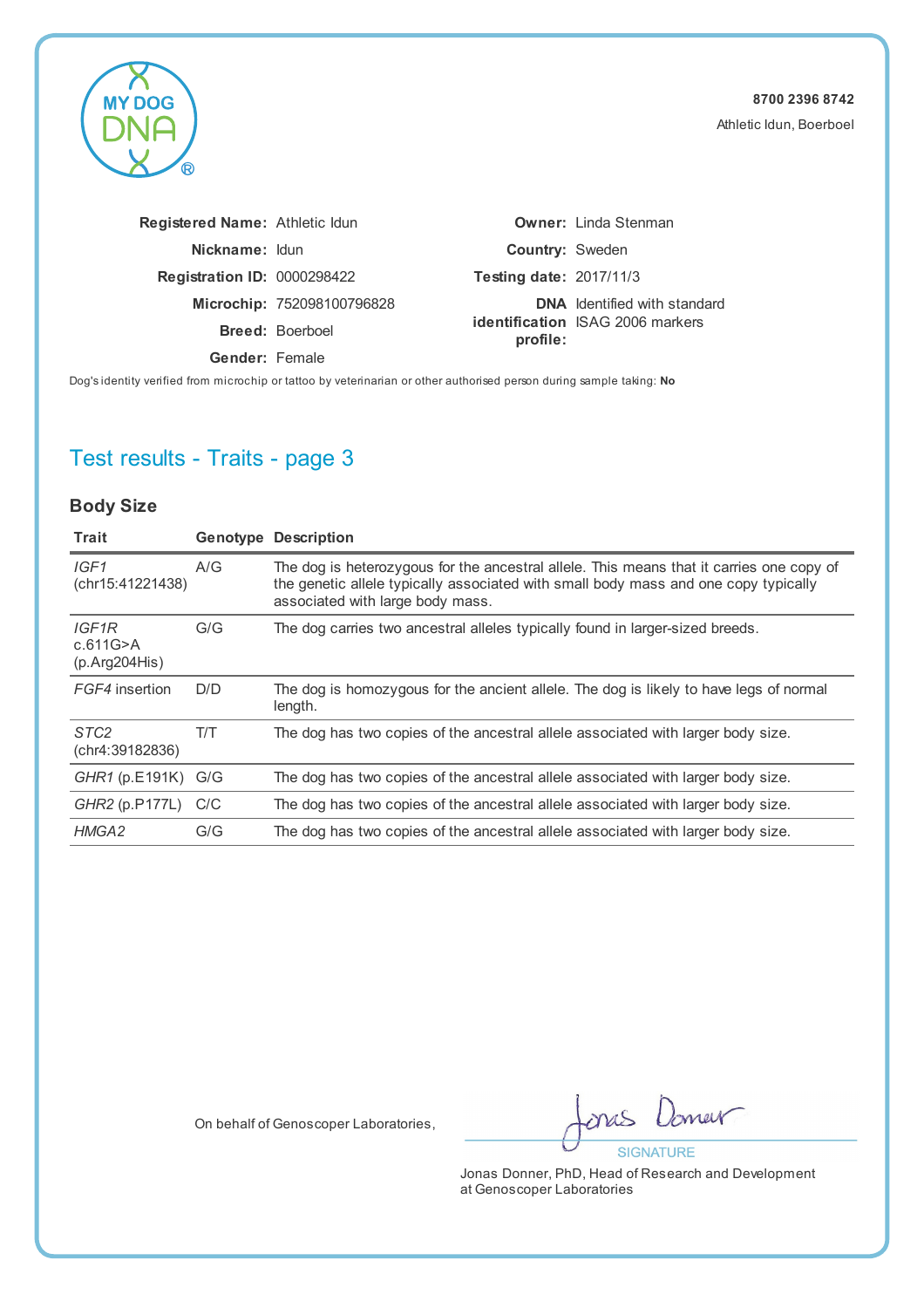8700 2396 8742

Athletic Idun, Boerboel

**Registered Name:** Athletic Idun
**Nickname:** Idun
**Registration ID:** 0000298422
**Microchip:** 752098100796828
**Breed:** Boerboel
**Gender:** Female

**Owner:** Linda Stenman
**Country:** Sweden
**Testing date:** 2017/11/3
**DNA identification profile:** Identified with standard ISAG 2006 markers

Dog's identity verified from microchip or tattoo by veterinarian or other authorised person during sample taking: **No**

## Test results - Traits - page 3

### Body Size

| Trait | Genotype | Description |
|---|---|---|
| *IGF1* (chr15:41221438) | A/G | The dog is heterozygous for the ancestral allele. This means that it carries one copy of the genetic allele typically associated with small body mass and one copy typically associated with large body mass. |
| *IGF1R* c.611G>A (p.Arg204His) | G/G | The dog carries two ancestral alleles typically found in larger-sized breeds. |
| *FGF4* insertion | D/D | The dog is homozygous for the ancient allele. The dog is likely to have legs of normal length. |
| *STC2* (chr4:39182836) | T/T | The dog has two copies of the ancestral allele associated with larger body size. |
| *GHR1* (p.E191K) | G/G | The dog has two copies of the ancestral allele associated with larger body size. |
| *GHR2* (p.P177L) | C/C | The dog has two copies of the ancestral allele associated with larger body size. |
| *HMGA2* | G/G | The dog has two copies of the ancestral allele associated with larger body size. |

On behalf of Genoscoper Laboratories,

SIGNATURE

Jonas Donner, PhD, Head of Research and Development at Genoscoper Laboratories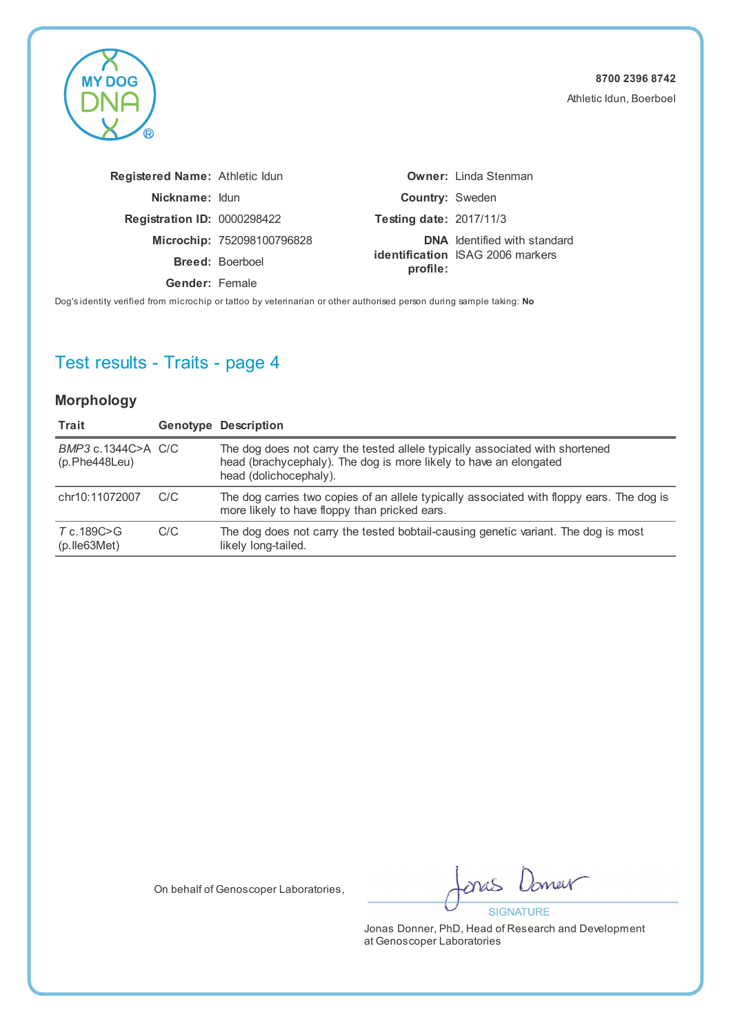**8700 2396 8742**

Athletic Idun, Boerboel

| | | | |
|---|---|---|---|
| **Registered Name:** | Athletic Idun | **Owner:** | Linda Stenman |
| **Nickname:** | Idun | **Country:** | Sweden |
| **Registration ID:** | 0000298422 | **Testing date:** | 2017/11/3 |
| **Microchip:** | 752098100796828 | **DNA identification profile:** | Identified with standard ISAG 2006 markers |
| **Breed:** | Boerboel | | |
| **Gender:** | Female | | |

Dog's identity verified from microchip or tattoo by veterinarian or other authorised person during sample taking: **No**

## Test results - Traits - page 4

### Morphology

| Trait | Genotype | Description |
|---|---|---|
| *BMP3* c.1344C>A (p.Phe448Leu) | C/C | The dog does not carry the tested allele typically associated with shortened head (brachycephaly). The dog is more likely to have an elongated head (dolichocephaly). |
| chr10:11072007 | C/C | The dog carries two copies of an allele typically associated with floppy ears. The dog is more likely to have floppy than pricked ears. |
| *T* c.189C>G (p.Ile63Met) | C/C | The dog does not carry the tested bobtail-causing genetic variant. The dog is most likely long-tailed. |

On behalf of Genoscoper Laboratories,

SIGNATURE

Jonas Donner, PhD, Head of Research and Development at Genoscoper Laboratories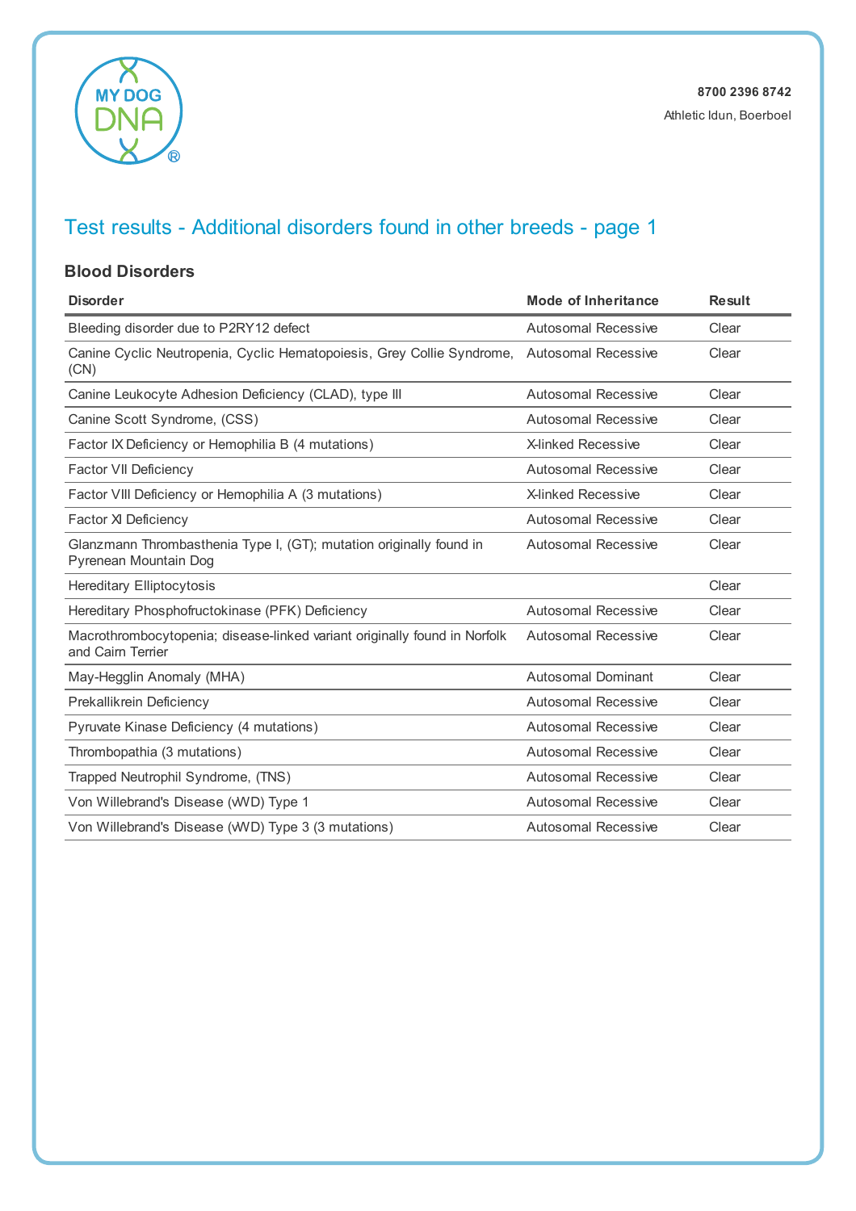8700 2396 8742

Athletic Idun, Boerboel

# Test results - Additional disorders found in other breeds - page 1

## Blood Disorders

| Disorder | Mode of Inheritance | Result |
|---|---|---|
| Bleeding disorder due to P2RY12 defect | Autosomal Recessive | Clear |
| Canine Cyclic Neutropenia, Cyclic Hematopoiesis, Grey Collie Syndrome, (CN) | Autosomal Recessive | Clear |
| Canine Leukocyte Adhesion Deficiency (CLAD), type III | Autosomal Recessive | Clear |
| Canine Scott Syndrome, (CSS) | Autosomal Recessive | Clear |
| Factor IX Deficiency or Hemophilia B (4 mutations) | X-linked Recessive | Clear |
| Factor VII Deficiency | Autosomal Recessive | Clear |
| Factor VIII Deficiency or Hemophilia A (3 mutations) | X-linked Recessive | Clear |
| Factor XI Deficiency | Autosomal Recessive | Clear |
| Glanzmann Thrombasthenia Type I, (GT); mutation originally found in Pyrenean Mountain Dog | Autosomal Recessive | Clear |
| Hereditary Elliptocytosis | | Clear |
| Hereditary Phosphofructokinase (PFK) Deficiency | Autosomal Recessive | Clear |
| Macrothrombocytopenia; disease-linked variant originally found in Norfolk and Cairn Terrier | Autosomal Recessive | Clear |
| May-Hegglin Anomaly (MHA) | Autosomal Dominant | Clear |
| Prekallikrein Deficiency | Autosomal Recessive | Clear |
| Pyruvate Kinase Deficiency (4 mutations) | Autosomal Recessive | Clear |
| Thrombopathia (3 mutations) | Autosomal Recessive | Clear |
| Trapped Neutrophil Syndrome, (TNS) | Autosomal Recessive | Clear |
| Von Willebrand's Disease (vWD) Type 1 | Autosomal Recessive | Clear |
| Von Willebrand's Disease (vWD) Type 3 (3 mutations) | Autosomal Recessive | Clear |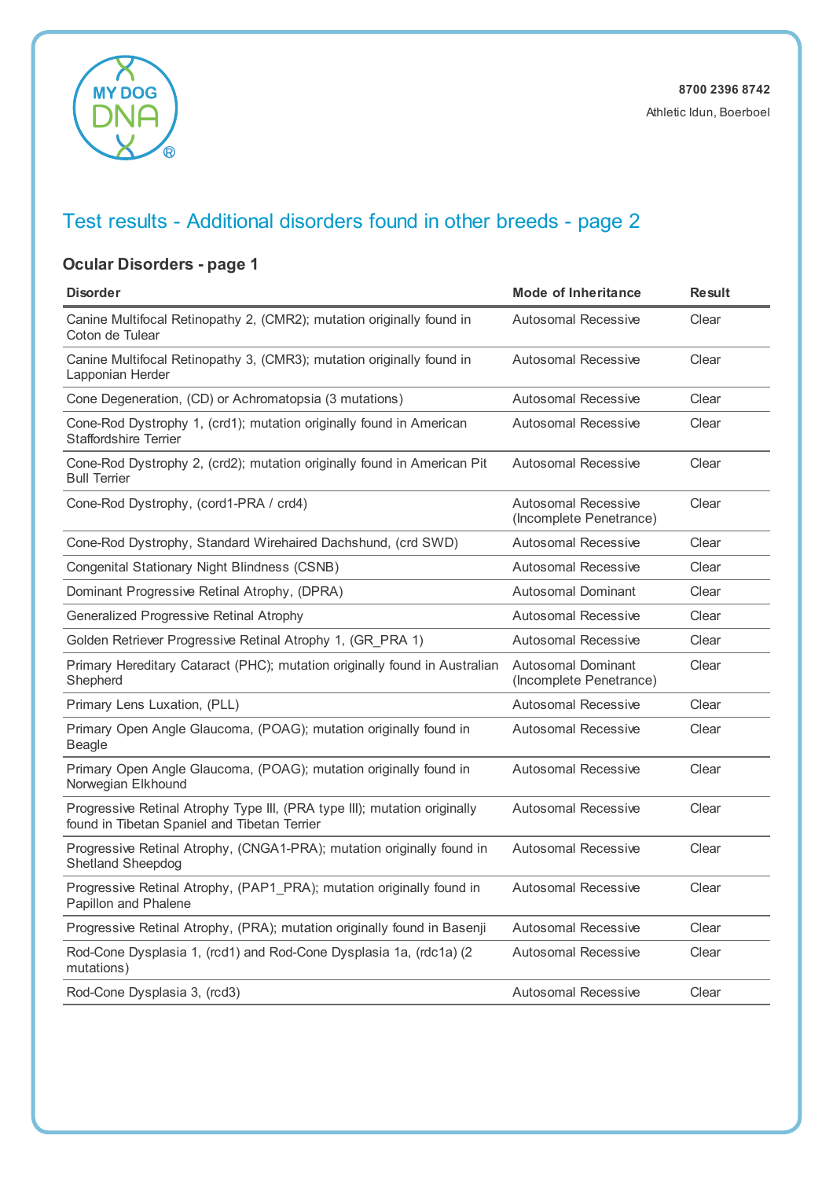8700 2396 8742

Athletic Idun, Boerboel

## Test results - Additional disorders found in other breeds - page 2

### Ocular Disorders - page 1

| Disorder | Mode of Inheritance | Result |
|---|---|---|
| Canine Multifocal Retinopathy 2, (CMR2); mutation originally found in Coton de Tulear | Autosomal Recessive | Clear |
| Canine Multifocal Retinopathy 3, (CMR3); mutation originally found in Lapponian Herder | Autosomal Recessive | Clear |
| Cone Degeneration, (CD) or Achromatopsia (3 mutations) | Autosomal Recessive | Clear |
| Cone-Rod Dystrophy 1, (crd1); mutation originally found in American Staffordshire Terrier | Autosomal Recessive | Clear |
| Cone-Rod Dystrophy 2, (crd2); mutation originally found in American Pit Bull Terrier | Autosomal Recessive | Clear |
| Cone-Rod Dystrophy, (cord1-PRA / crd4) | Autosomal Recessive (Incomplete Penetrance) | Clear |
| Cone-Rod Dystrophy, Standard Wirehaired Dachshund, (crd SWD) | Autosomal Recessive | Clear |
| Congenital Stationary Night Blindness (CSNB) | Autosomal Recessive | Clear |
| Dominant Progressive Retinal Atrophy, (DPRA) | Autosomal Dominant | Clear |
| Generalized Progressive Retinal Atrophy | Autosomal Recessive | Clear |
| Golden Retriever Progressive Retinal Atrophy 1, (GR_PRA 1) | Autosomal Recessive | Clear |
| Primary Hereditary Cataract (PHC); mutation originally found in Australian Shepherd | Autosomal Dominant (Incomplete Penetrance) | Clear |
| Primary Lens Luxation, (PLL) | Autosomal Recessive | Clear |
| Primary Open Angle Glaucoma, (POAG); mutation originally found in Beagle | Autosomal Recessive | Clear |
| Primary Open Angle Glaucoma, (POAG); mutation originally found in Norwegian Elkhound | Autosomal Recessive | Clear |
| Progressive Retinal Atrophy Type III, (PRA type III); mutation originally found in Tibetan Spaniel and Tibetan Terrier | Autosomal Recessive | Clear |
| Progressive Retinal Atrophy, (CNGA1-PRA); mutation originally found in Shetland Sheepdog | Autosomal Recessive | Clear |
| Progressive Retinal Atrophy, (PAP1_PRA); mutation originally found in Papillon and Phalene | Autosomal Recessive | Clear |
| Progressive Retinal Atrophy, (PRA); mutation originally found in Basenji | Autosomal Recessive | Clear |
| Rod-Cone Dysplasia 1, (rcd1) and Rod-Cone Dysplasia 1a, (rdc1a) (2 mutations) | Autosomal Recessive | Clear |
| Rod-Cone Dysplasia 3, (rcd3) | Autosomal Recessive | Clear |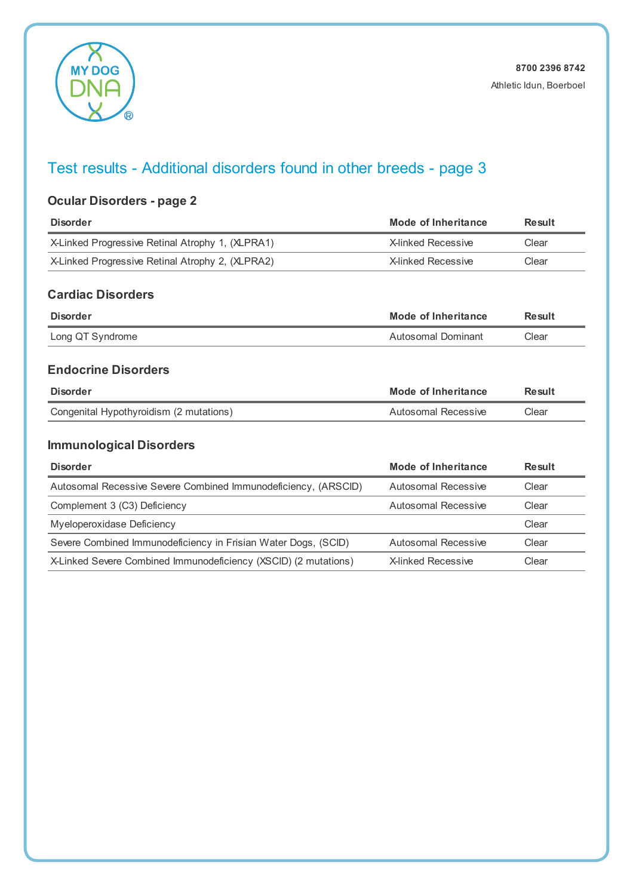8700 2396 8742

Athletic Idun, Boerboel

## Test results - Additional disorders found in other breeds - page 3

### Ocular Disorders - page 2

| Disorder | Mode of Inheritance | Result |
|---|---|---|
| X-Linked Progressive Retinal Atrophy 1, (XLPRA1) | X-linked Recessive | Clear |
| X-Linked Progressive Retinal Atrophy 2, (XLPRA2) | X-linked Recessive | Clear |

### Cardiac Disorders

| Disorder | Mode of Inheritance | Result |
|---|---|---|
| Long QT Syndrome | Autosomal Dominant | Clear |

### Endocrine Disorders

| Disorder | Mode of Inheritance | Result |
|---|---|---|
| Congenital Hypothyroidism (2 mutations) | Autosomal Recessive | Clear |

### Immunological Disorders

| Disorder | Mode of Inheritance | Result |
|---|---|---|
| Autosomal Recessive Severe Combined Immunodeficiency, (ARSCID) | Autosomal Recessive | Clear |
| Complement 3 (C3) Deficiency | Autosomal Recessive | Clear |
| Myeloperoxidase Deficiency | | Clear |
| Severe Combined Immunodeficiency in Frisian Water Dogs, (SCID) | Autosomal Recessive | Clear |
| X-Linked Severe Combined Immunodeficiency (XSCID) (2 mutations) | X-linked Recessive | Clear |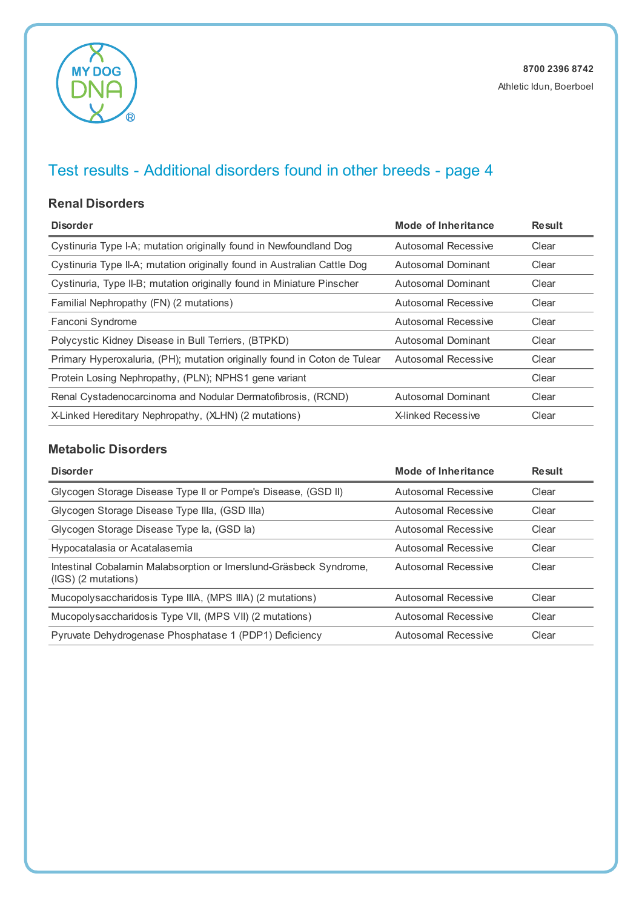8700 2396 8742

Athletic Idun, Boerboel

# Test results - Additional disorders found in other breeds - page 4

## Renal Disorders

| Disorder | Mode of Inheritance | Result |
|---|---|---|
| Cystinuria Type I-A; mutation originally found in Newfoundland Dog | Autosomal Recessive | Clear |
| Cystinuria Type II-A; mutation originally found in Australian Cattle Dog | Autosomal Dominant | Clear |
| Cystinuria, Type II-B; mutation originally found in Miniature Pinscher | Autosomal Dominant | Clear |
| Familial Nephropathy (FN) (2 mutations) | Autosomal Recessive | Clear |
| Fanconi Syndrome | Autosomal Recessive | Clear |
| Polycystic Kidney Disease in Bull Terriers, (BTPKD) | Autosomal Dominant | Clear |
| Primary Hyperoxaluria, (PH); mutation originally found in Coton de Tulear | Autosomal Recessive | Clear |
| Protein Losing Nephropathy, (PLN); NPHS1 gene variant | | Clear |
| Renal Cystadenocarcinoma and Nodular Dermatofibrosis, (RCND) | Autosomal Dominant | Clear |
| X-Linked Hereditary Nephropathy, (XLHN) (2 mutations) | X-linked Recessive | Clear |

## Metabolic Disorders

| Disorder | Mode of Inheritance | Result |
|---|---|---|
| Glycogen Storage Disease Type II or Pompe's Disease, (GSD II) | Autosomal Recessive | Clear |
| Glycogen Storage Disease Type IIIa, (GSD IIIa) | Autosomal Recessive | Clear |
| Glycogen Storage Disease Type Ia, (GSD Ia) | Autosomal Recessive | Clear |
| Hypocatalasia or Acatalasemia | Autosomal Recessive | Clear |
| Intestinal Cobalamin Malabsorption or Imerslund-Gräsbeck Syndrome, (IGS) (2 mutations) | Autosomal Recessive | Clear |
| Mucopolysaccharidosis Type IIIA, (MPS IIIA) (2 mutations) | Autosomal Recessive | Clear |
| Mucopolysaccharidosis Type VII, (MPS VII) (2 mutations) | Autosomal Recessive | Clear |
| Pyruvate Dehydrogenase Phosphatase 1 (PDP1) Deficiency | Autosomal Recessive | Clear |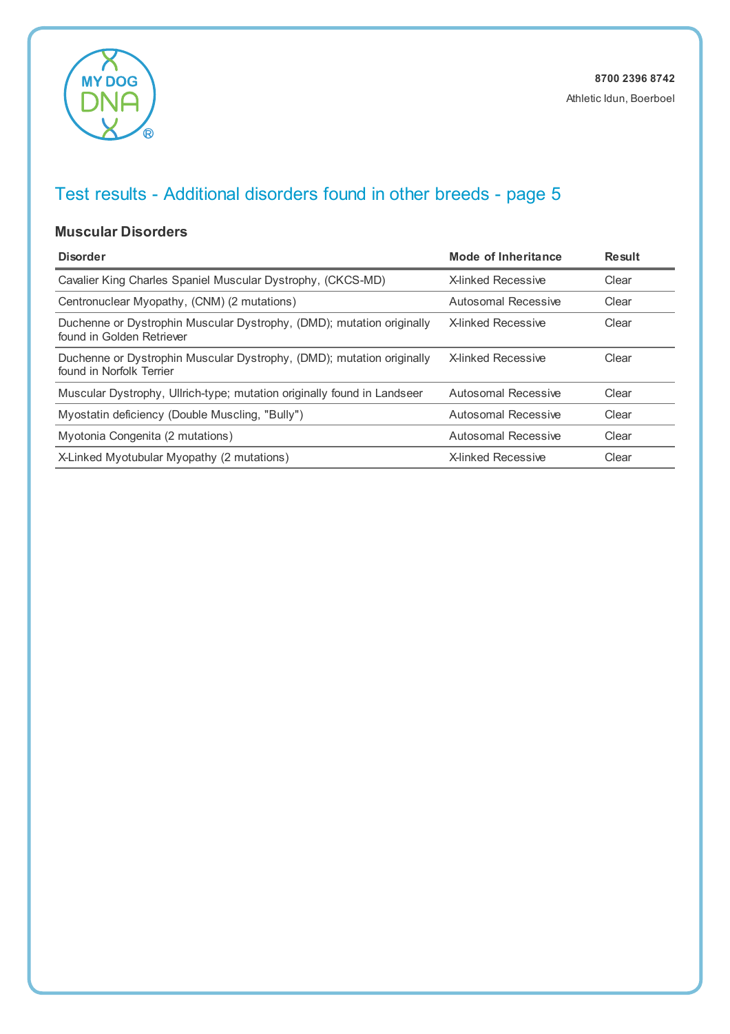8700 2396 8742

Athletic Idun, Boerboel

## Test results - Additional disorders found in other breeds - page 5

### Muscular Disorders

| Disorder | Mode of Inheritance | Result |
|---|---|---|
| Cavalier King Charles Spaniel Muscular Dystrophy, (CKCS-MD) | X-linked Recessive | Clear |
| Centronuclear Myopathy, (CNM) (2 mutations) | Autosomal Recessive | Clear |
| Duchenne or Dystrophin Muscular Dystrophy, (DMD); mutation originally found in Golden Retriever | X-linked Recessive | Clear |
| Duchenne or Dystrophin Muscular Dystrophy, (DMD); mutation originally found in Norfolk Terrier | X-linked Recessive | Clear |
| Muscular Dystrophy, Ullrich-type; mutation originally found in Landseer | Autosomal Recessive | Clear |
| Myostatin deficiency (Double Muscling, "Bully") | Autosomal Recessive | Clear |
| Myotonia Congenita (2 mutations) | Autosomal Recessive | Clear |
| X-Linked Myotubular Myopathy (2 mutations) | X-linked Recessive | Clear |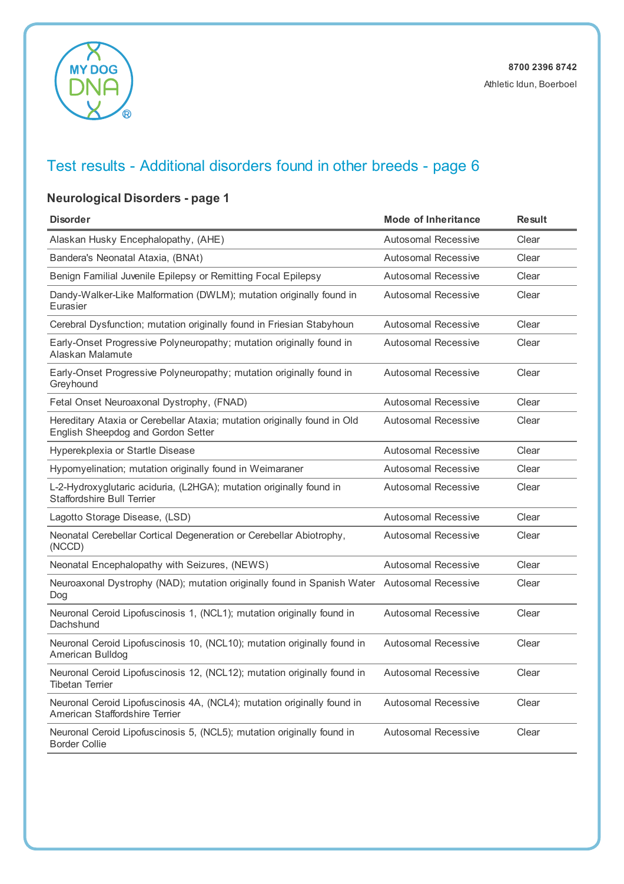8700 2396 8742

Athletic Idun, Boerboel

## Test results - Additional disorders found in other breeds - page 6

### Neurological Disorders - page 1

| Disorder | Mode of Inheritance | Result |
|---|---|---|
| Alaskan Husky Encephalopathy, (AHE) | Autosomal Recessive | Clear |
| Bandera's Neonatal Ataxia, (BNAt) | Autosomal Recessive | Clear |
| Benign Familial Juvenile Epilepsy or Remitting Focal Epilepsy | Autosomal Recessive | Clear |
| Dandy-Walker-Like Malformation (DWLM); mutation originally found in Eurasier | Autosomal Recessive | Clear |
| Cerebral Dysfunction; mutation originally found in Friesian Stabyhoun | Autosomal Recessive | Clear |
| Early-Onset Progressive Polyneuropathy; mutation originally found in Alaskan Malamute | Autosomal Recessive | Clear |
| Early-Onset Progressive Polyneuropathy; mutation originally found in Greyhound | Autosomal Recessive | Clear |
| Fetal Onset Neuroaxonal Dystrophy, (FNAD) | Autosomal Recessive | Clear |
| Hereditary Ataxia or Cerebellar Ataxia; mutation originally found in Old English Sheepdog and Gordon Setter | Autosomal Recessive | Clear |
| Hyperekplexia or Startle Disease | Autosomal Recessive | Clear |
| Hypomyelination; mutation originally found in Weimaraner | Autosomal Recessive | Clear |
| L-2-Hydroxyglutaric aciduria, (L2HGA); mutation originally found in Staffordshire Bull Terrier | Autosomal Recessive | Clear |
| Lagotto Storage Disease, (LSD) | Autosomal Recessive | Clear |
| Neonatal Cerebellar Cortical Degeneration or Cerebellar Abiotrophy, (NCCD) | Autosomal Recessive | Clear |
| Neonatal Encephalopathy with Seizures, (NEWS) | Autosomal Recessive | Clear |
| Neuroaxonal Dystrophy (NAD); mutation originally found in Spanish Water Dog | Autosomal Recessive | Clear |
| Neuronal Ceroid Lipofuscinosis 1, (NCL1); mutation originally found in Dachshund | Autosomal Recessive | Clear |
| Neuronal Ceroid Lipofuscinosis 10, (NCL10); mutation originally found in American Bulldog | Autosomal Recessive | Clear |
| Neuronal Ceroid Lipofuscinosis 12, (NCL12); mutation originally found in Tibetan Terrier | Autosomal Recessive | Clear |
| Neuronal Ceroid Lipofuscinosis 4A, (NCL4); mutation originally found in American Staffordshire Terrier | Autosomal Recessive | Clear |
| Neuronal Ceroid Lipofuscinosis 5, (NCL5); mutation originally found in Border Collie | Autosomal Recessive | Clear |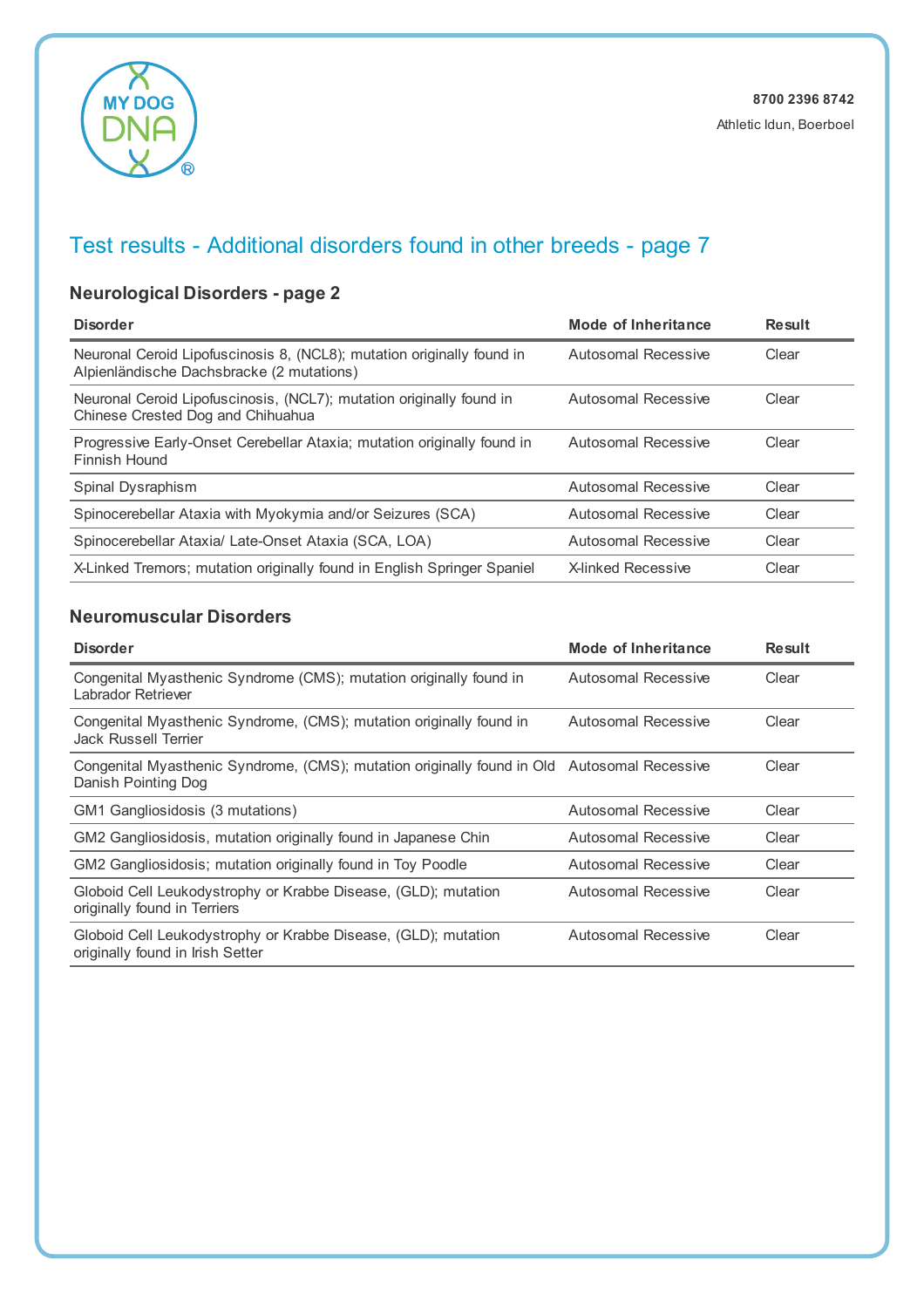8700 2396 8742

Athletic Idun, Boerboel

# Test results - Additional disorders found in other breeds - page 7

## Neurological Disorders - page 2

| Disorder | Mode of Inheritance | Result |
| --- | --- | --- |
| Neuronal Ceroid Lipofuscinosis 8, (NCL8); mutation originally found in Alpienländische Dachsbracke (2 mutations) | Autosomal Recessive | Clear |
| Neuronal Ceroid Lipofuscinosis, (NCL7); mutation originally found in Chinese Crested Dog and Chihuahua | Autosomal Recessive | Clear |
| Progressive Early-Onset Cerebellar Ataxia; mutation originally found in Finnish Hound | Autosomal Recessive | Clear |
| Spinal Dysraphism | Autosomal Recessive | Clear |
| Spinocerebellar Ataxia with Myokymia and/or Seizures (SCA) | Autosomal Recessive | Clear |
| Spinocerebellar Ataxia/ Late-Onset Ataxia (SCA, LOA) | Autosomal Recessive | Clear |
| X-Linked Tremors; mutation originally found in English Springer Spaniel | X-linked Recessive | Clear |

## Neuromuscular Disorders

| Disorder | Mode of Inheritance | Result |
| --- | --- | --- |
| Congenital Myasthenic Syndrome (CMS); mutation originally found in Labrador Retriever | Autosomal Recessive | Clear |
| Congenital Myasthenic Syndrome, (CMS); mutation originally found in Jack Russell Terrier | Autosomal Recessive | Clear |
| Congenital Myasthenic Syndrome, (CMS); mutation originally found in Old Danish Pointing Dog | Autosomal Recessive | Clear |
| GM1 Gangliosidosis (3 mutations) | Autosomal Recessive | Clear |
| GM2 Gangliosidosis, mutation originally found in Japanese Chin | Autosomal Recessive | Clear |
| GM2 Gangliosidosis; mutation originally found in Toy Poodle | Autosomal Recessive | Clear |
| Globoid Cell Leukodystrophy or Krabbe Disease, (GLD); mutation originally found in Terriers | Autosomal Recessive | Clear |
| Globoid Cell Leukodystrophy or Krabbe Disease, (GLD); mutation originally found in Irish Setter | Autosomal Recessive | Clear |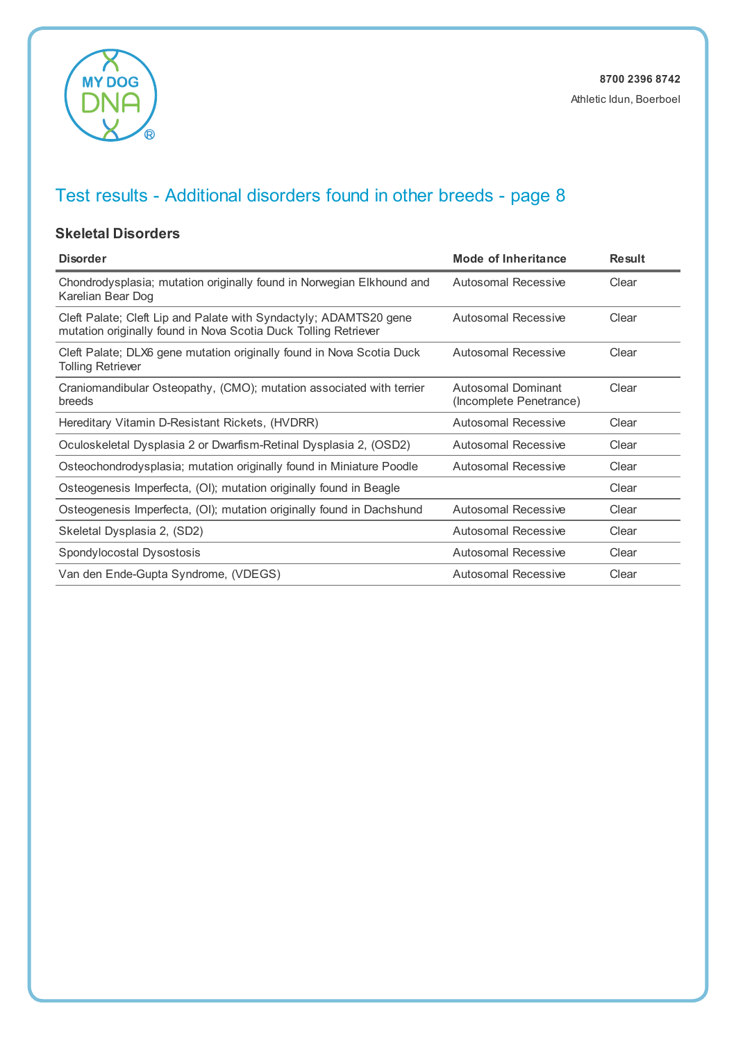8700 2396 8742

Athletic Idun, Boerboel

# Test results - Additional disorders found in other breeds - page 8

### Skeletal Disorders

| Disorder | Mode of Inheritance | Result |
|---|---|---|
| Chondrodysplasia; mutation originally found in Norwegian Elkhound and Karelian Bear Dog | Autosomal Recessive | Clear |
| Cleft Palate; Cleft Lip and Palate with Syndactyly; ADAMTS20 gene mutation originally found in Nova Scotia Duck Tolling Retriever | Autosomal Recessive | Clear |
| Cleft Palate; DLX6 gene mutation originally found in Nova Scotia Duck Tolling Retriever | Autosomal Recessive | Clear |
| Craniomandibular Osteopathy, (CMO); mutation associated with terrier breeds | Autosomal Dominant (Incomplete Penetrance) | Clear |
| Hereditary Vitamin D-Resistant Rickets, (HVDRR) | Autosomal Recessive | Clear |
| Oculoskeletal Dysplasia 2 or Dwarfism-Retinal Dysplasia 2, (OSD2) | Autosomal Recessive | Clear |
| Osteochondrodysplasia; mutation originally found in Miniature Poodle | Autosomal Recessive | Clear |
| Osteogenesis Imperfecta, (OI); mutation originally found in Beagle | | Clear |
| Osteogenesis Imperfecta, (OI); mutation originally found in Dachshund | Autosomal Recessive | Clear |
| Skeletal Dysplasia 2, (SD2) | Autosomal Recessive | Clear |
| Spondylocostal Dysostosis | Autosomal Recessive | Clear |
| Van den Ende-Gupta Syndrome, (VDEGS) | Autosomal Recessive | Clear |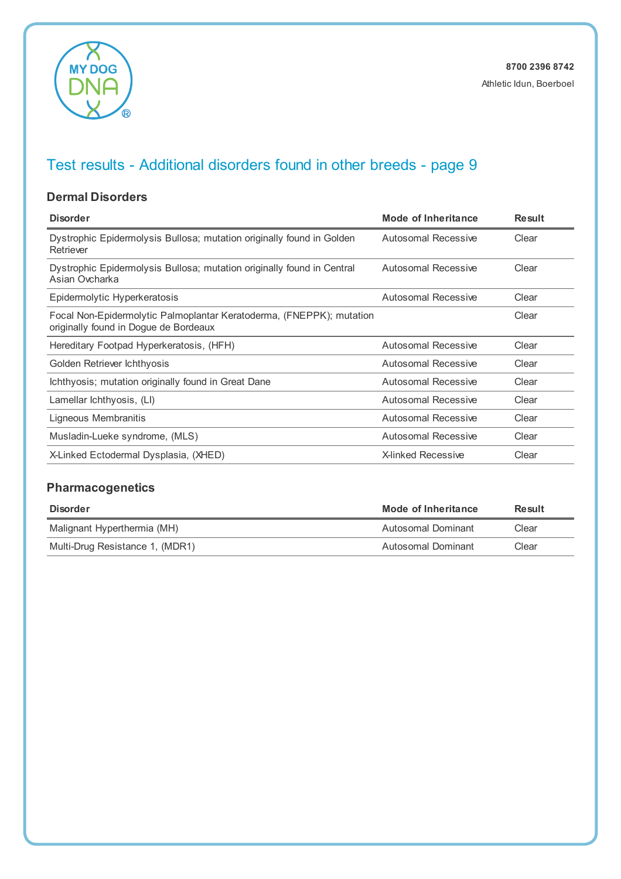8700 2396 8742

Athletic Idun, Boerboel

## Test results - Additional disorders found in other breeds - page 9

### Dermal Disorders

| Disorder | Mode of Inheritance | Result |
|---|---|---|
| Dystrophic Epidermolysis Bullosa; mutation originally found in Golden Retriever | Autosomal Recessive | Clear |
| Dystrophic Epidermolysis Bullosa; mutation originally found in Central Asian Ovcharka | Autosomal Recessive | Clear |
| Epidermolytic Hyperkeratosis | Autosomal Recessive | Clear |
| Focal Non-Epidermolytic Palmoplantar Keratoderma, (FNEPPK); mutation originally found in Dogue de Bordeaux | | Clear |
| Hereditary Footpad Hyperkeratosis, (HFH) | Autosomal Recessive | Clear |
| Golden Retriever Ichthyosis | Autosomal Recessive | Clear |
| Ichthyosis; mutation originally found in Great Dane | Autosomal Recessive | Clear |
| Lamellar Ichthyosis, (LI) | Autosomal Recessive | Clear |
| Ligneous Membranitis | Autosomal Recessive | Clear |
| Musladin-Lueke syndrome, (MLS) | Autosomal Recessive | Clear |
| X-Linked Ectodermal Dysplasia, (XHED) | X-linked Recessive | Clear |

### Pharmacogenetics

| Disorder | Mode of Inheritance | Result |
|---|---|---|
| Malignant Hyperthermia (MH) | Autosomal Dominant | Clear |
| Multi-Drug Resistance 1, (MDR1) | Autosomal Dominant | Clear |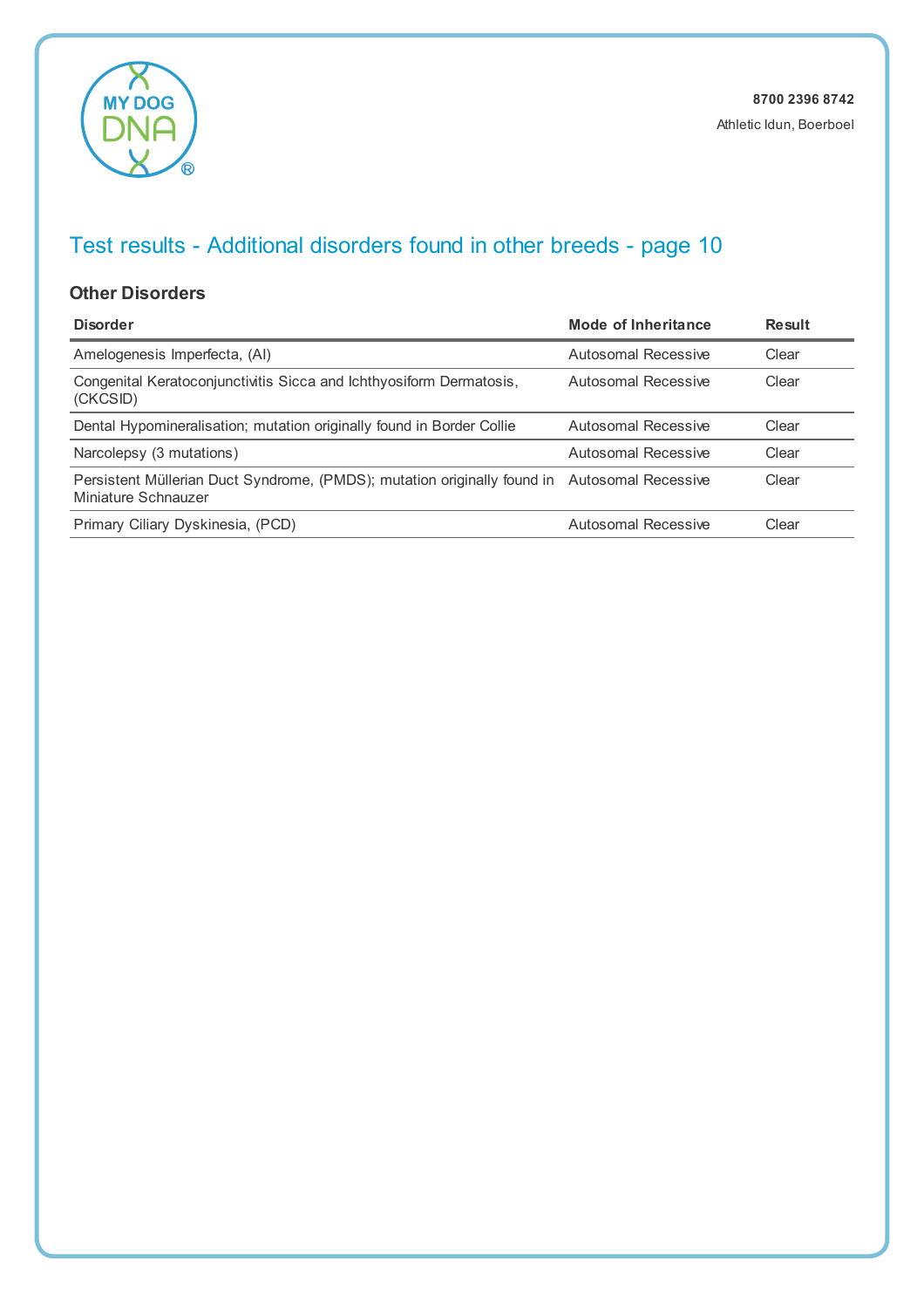8700 2396 8742

Athletic Idun, Boerboel

## Test results - Additional disorders found in other breeds - page 10

### Other Disorders

| Disorder | Mode of Inheritance | Result |
| --- | --- | --- |
| Amelogenesis Imperfecta, (AI) | Autosomal Recessive | Clear |
| Congenital Keratoconjunctivitis Sicca and Ichthyosiform Dermatosis, (CKCSID) | Autosomal Recessive | Clear |
| Dental Hypomineralisation; mutation originally found in Border Collie | Autosomal Recessive | Clear |
| Narcolepsy (3 mutations) | Autosomal Recessive | Clear |
| Persistent Müllerian Duct Syndrome, (PMDS); mutation originally found in Miniature Schnauzer | Autosomal Recessive | Clear |
| Primary Ciliary Dyskinesia, (PCD) | Autosomal Recessive | Clear |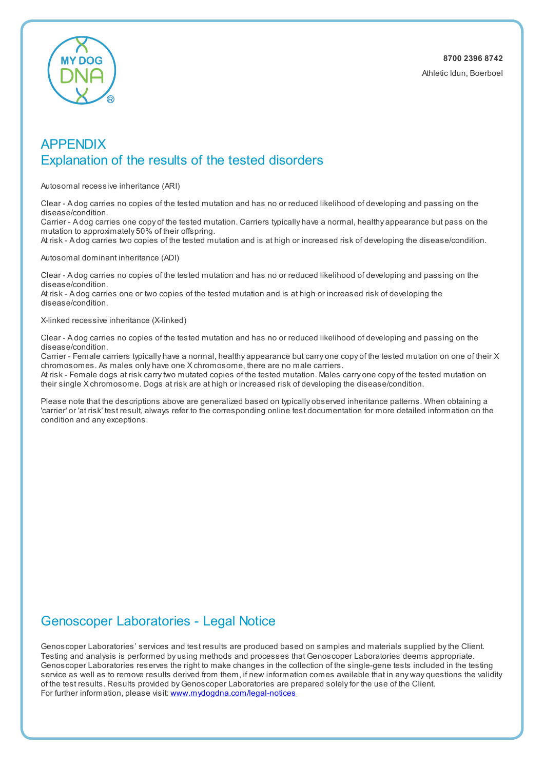8700 2396 8742

Athletic Idun, Boerboel

# APPENDIX
## Explanation of the results of the tested disorders

Autosomal recessive inheritance (ARI)

Clear - A dog carries no copies of the tested mutation and has no or reduced likelihood of developing and passing on the disease/condition.
Carrier - A dog carries one copy of the tested mutation. Carriers typically have a normal, healthy appearance but pass on the mutation to approximately 50% of their offspring.
At risk - A dog carries two copies of the tested mutation and is at high or increased risk of developing the disease/condition.

Autosomal dominant inheritance (ADI)

Clear - A dog carries no copies of the tested mutation and has no or reduced likelihood of developing and passing on the disease/condition.
At risk - A dog carries one or two copies of the tested mutation and is at high or increased risk of developing the disease/condition.

X-linked recessive inheritance (X-linked)

Clear - A dog carries no copies of the tested mutation and has no or reduced likelihood of developing and passing on the disease/condition.
Carrier - Female carriers typically have a normal, healthy appearance but carry one copy of the tested mutation on one of their X chromosomes. As males only have one X chromosome, there are no male carriers.
At risk - Female dogs at risk carry two mutated copies of the tested mutation. Males carry one copy of the tested mutation on their single X chromosome. Dogs at risk are at high or increased risk of developing the disease/condition.

Please note that the descriptions above are generalized based on typically observed inheritance patterns. When obtaining a 'carrier' or 'at risk' test result, always refer to the corresponding online test documentation for more detailed information on the condition and any exceptions.

## Genoscoper Laboratories - Legal Notice

Genoscoper Laboratories' services and test results are produced based on samples and materials supplied by the Client. Testing and analysis is performed by using methods and processes that Genoscoper Laboratories deems appropriate. Genoscoper Laboratories reserves the right to make changes in the collection of the single-gene tests included in the testing service as well as to remove results derived from them, if new information comes available that in any way questions the validity of the test results. Results provided by Genoscoper Laboratories are prepared solely for the use of the Client.
For further information, please visit: [www.mydogdna.com/legal-notices](http://www.mydogdna.com/legal-notices)